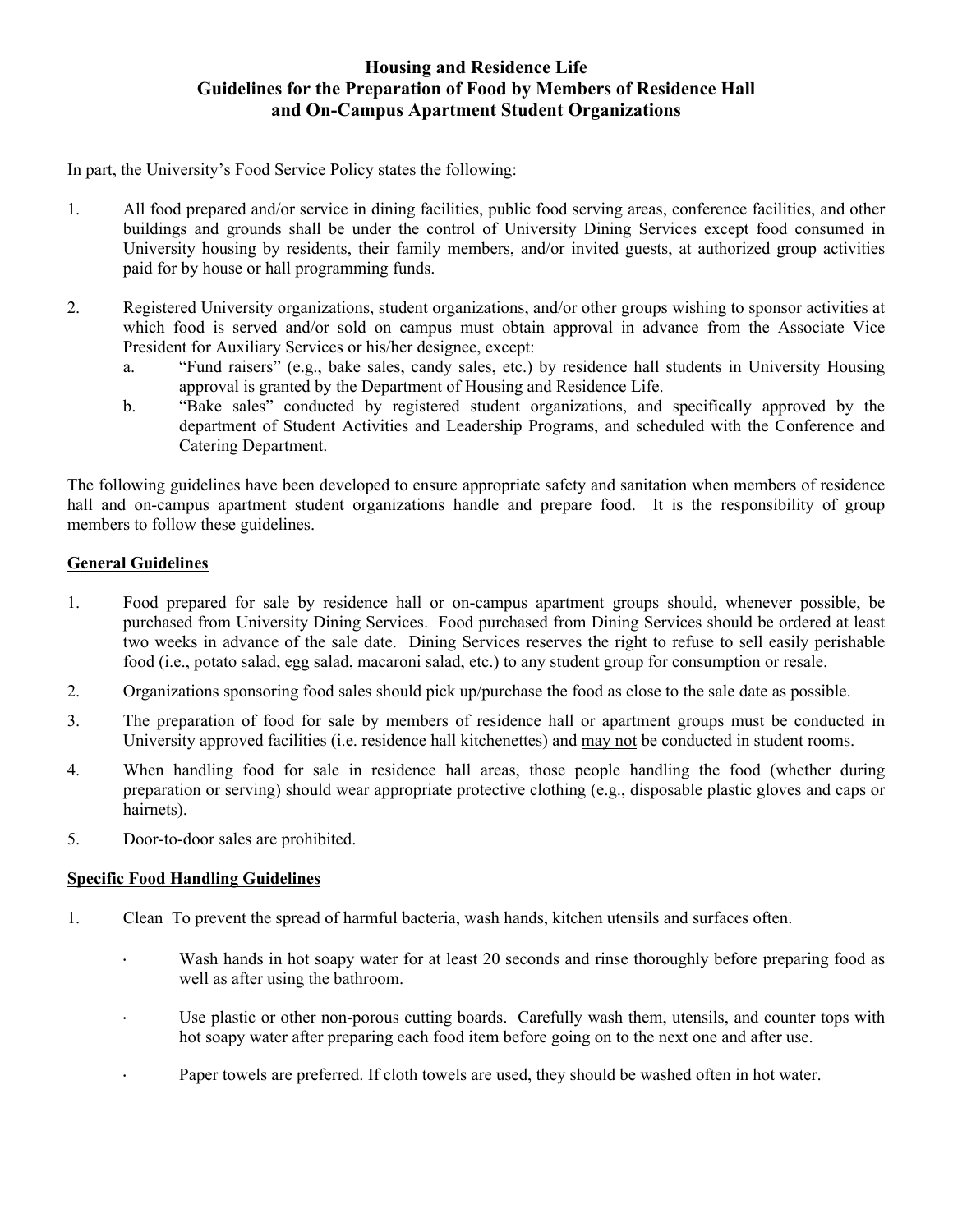**Housing and Residence Life**
**Guidelines for the Preparation of Food by Members of Residence Hall and On-Campus Apartment Student Organizations**

In part, the University's Food Service Policy states the following:

1. All food prepared and/or service in dining facilities, public food serving areas, conference facilities, and other buildings and grounds shall be under the control of University Dining Services except food consumed in University housing by residents, their family members, and/or invited guests, at authorized group activities paid for by house or hall programming funds.

2. Registered University organizations, student organizations, and/or other groups wishing to sponsor activities at which food is served and/or sold on campus must obtain approval in advance from the Associate Vice President for Auxiliary Services or his/her designee, except:
   a. "Fund raisers" (e.g., bake sales, candy sales, etc.) by residence hall students in University Housing approval is granted by the Department of Housing and Residence Life.
   b. "Bake sales" conducted by registered student organizations, and specifically approved by the department of Student Activities and Leadership Programs, and scheduled with the Conference and Catering Department.

The following guidelines have been developed to ensure appropriate safety and sanitation when members of residence hall and on-campus apartment student organizations handle and prepare food. It is the responsibility of group members to follow these guidelines.

## General Guidelines

1. Food prepared for sale by residence hall or on-campus apartment groups should, whenever possible, be purchased from University Dining Services. Food purchased from Dining Services should be ordered at least two weeks in advance of the sale date. Dining Services reserves the right to refuse to sell easily perishable food (i.e., potato salad, egg salad, macaroni salad, etc.) to any student group for consumption or resale.
2. Organizations sponsoring food sales should pick up/purchase the food as close to the sale date as possible.
3. The preparation of food for sale by members of residence hall or apartment groups must be conducted in University approved facilities (i.e. residence hall kitchenettes) and may not be conducted in student rooms.
4. When handling food for sale in residence hall areas, those people handling the food (whether during preparation or serving) should wear appropriate protective clothing (e.g., disposable plastic gloves and caps or hairnets).
5. Door-to-door sales are prohibited.

## Specific Food Handling Guidelines

1. Clean To prevent the spread of harmful bacteria, wash hands, kitchen utensils and surfaces often.

   - Wash hands in hot soapy water for at least 20 seconds and rinse thoroughly before preparing food as well as after using the bathroom.

   - Use plastic or other non-porous cutting boards. Carefully wash them, utensils, and counter tops with hot soapy water after preparing each food item before going on to the next one and after use.

   - Paper towels are preferred. If cloth towels are used, they should be washed often in hot water.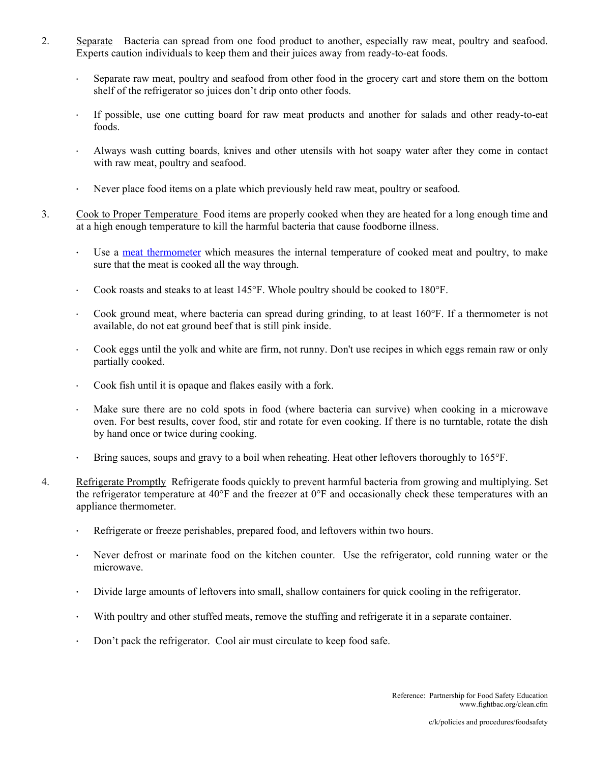2. <u>Separate</u> Bacteria can spread from one food product to another, especially raw meat, poultry and seafood. Experts caution individuals to keep them and their juices away from ready-to-eat foods.

   - Separate raw meat, poultry and seafood from other food in the grocery cart and store them on the bottom shelf of the refrigerator so juices don't drip onto other foods.
   - If possible, use one cutting board for raw meat products and another for salads and other ready-to-eat foods.
   - Always wash cutting boards, knives and other utensils with hot soapy water after they come in contact with raw meat, poultry and seafood.
   - Never place food items on a plate which previously held raw meat, poultry or seafood.

3. <u>Cook to Proper Temperature</u> Food items are properly cooked when they are heated for a long enough time and at a high enough temperature to kill the harmful bacteria that cause foodborne illness.

   - Use a meat thermometer which measures the internal temperature of cooked meat and poultry, to make sure that the meat is cooked all the way through.
   - Cook roasts and steaks to at least 145°F. Whole poultry should be cooked to 180°F.
   - Cook ground meat, where bacteria can spread during grinding, to at least 160°F. If a thermometer is not available, do not eat ground beef that is still pink inside.
   - Cook eggs until the yolk and white are firm, not runny. Don't use recipes in which eggs remain raw or only partially cooked.
   - Cook fish until it is opaque and flakes easily with a fork.
   - Make sure there are no cold spots in food (where bacteria can survive) when cooking in a microwave oven. For best results, cover food, stir and rotate for even cooking. If there is no turntable, rotate the dish by hand once or twice during cooking.
   - Bring sauces, soups and gravy to a boil when reheating. Heat other leftovers thoroughly to 165°F.

4. <u>Refrigerate Promptly</u> Refrigerate foods quickly to prevent harmful bacteria from growing and multiplying. Set the refrigerator temperature at 40°F and the freezer at 0°F and occasionally check these temperatures with an appliance thermometer.

   - Refrigerate or freeze perishables, prepared food, and leftovers within two hours.
   - Never defrost or marinate food on the kitchen counter. Use the refrigerator, cold running water or the microwave.
   - Divide large amounts of leftovers into small, shallow containers for quick cooling in the refrigerator.
   - With poultry and other stuffed meats, remove the stuffing and refrigerate it in a separate container.
   - Don't pack the refrigerator. Cool air must circulate to keep food safe.

Reference: Partnership for Food Safety Education
www.fightbac.org/clean.cfm

c/k/policies and procedures/foodsafety